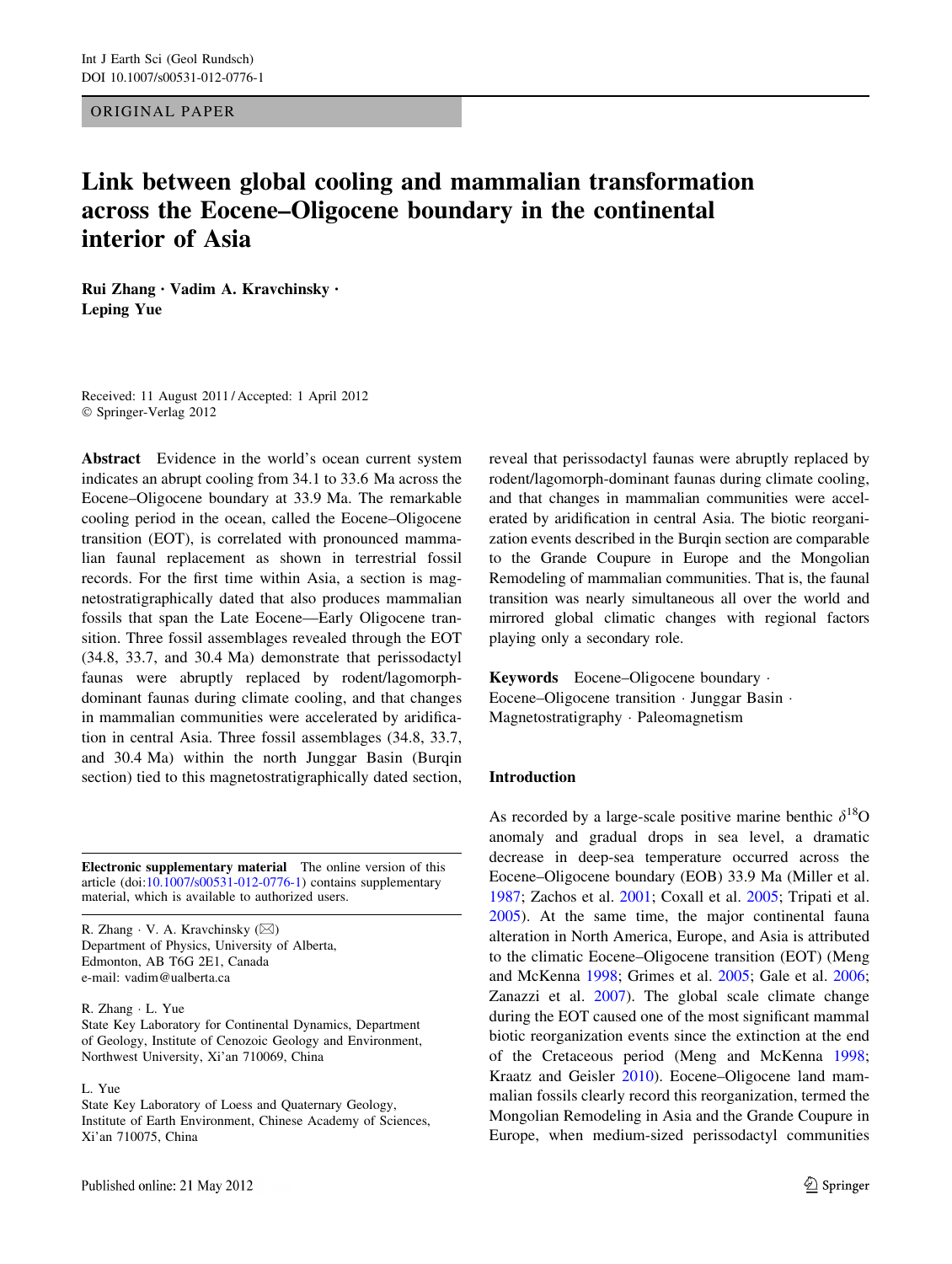ORIGINAL PAPER

# Link between global cooling and mammalian transformation across the Eocene–Oligocene boundary in the continental interior of Asia

**Rui Zhang · Vadim A. Kravchinsky · Leping Yue**

Received: 11 August 2011 / Accepted: 1 April 2012
© Springer-Verlag 2012

**Abstract** Evidence in the world's ocean current system indicates an abrupt cooling from 34.1 to 33.6 Ma across the Eocene–Oligocene boundary at 33.9 Ma. The remarkable cooling period in the ocean, called the Eocene–Oligocene transition (EOT), is correlated with pronounced mammalian faunal replacement as shown in terrestrial fossil records. For the first time within Asia, a section is magnetostratigraphically dated that also produces mammalian fossils that span the Late Eocene—Early Oligocene transition. Three fossil assemblages revealed through the EOT (34.8, 33.7, and 30.4 Ma) demonstrate that perissodactyl faunas were abruptly replaced by rodent/lagomorph-dominant faunas during climate cooling, and that changes in mammalian communities were accelerated by aridification in central Asia. Three fossil assemblages (34.8, 33.7, and 30.4 Ma) within the north Junggar Basin (Burqin section) tied to this magnetostratigraphically dated section, reveal that perissodactyl faunas were abruptly replaced by rodent/lagomorph-dominant faunas during climate cooling, and that changes in mammalian communities were accelerated by aridification in central Asia. The biotic reorganization events described in the Burqin section are comparable to the Grande Coupure in Europe and the Mongolian Remodeling of mammalian communities. That is, the faunal transition was nearly simultaneous all over the world and mirrored global climatic changes with regional factors playing only a secondary role.

**Keywords** Eocene–Oligocene boundary · Eocene–Oligocene transition · Junggar Basin · Magnetostratigraphy · Paleomagnetism

**Electronic supplementary material** The online version of this article (doi:10.1007/s00531-012-0776-1) contains supplementary material, which is available to authorized users.

R. Zhang · V. A. Kravchinsky (✉)
Department of Physics, University of Alberta, Edmonton, AB T6G 2E1, Canada
e-mail: vadim@ualberta.ca

R. Zhang · L. Yue
State Key Laboratory for Continental Dynamics, Department of Geology, Institute of Cenozoic Geology and Environment, Northwest University, Xi'an 710069, China

L. Yue
State Key Laboratory of Loess and Quaternary Geology, Institute of Earth Environment, Chinese Academy of Sciences, Xi'an 710075, China

## Introduction

As recorded by a large-scale positive marine benthic $\delta^{18}$O anomaly and gradual drops in sea level, a dramatic decrease in deep-sea temperature occurred across the Eocene–Oligocene boundary (EOB) 33.9 Ma (Miller et al. 1987; Zachos et al. 2001; Coxall et al. 2005; Tripati et al. 2005). At the same time, the major continental fauna alteration in North America, Europe, and Asia is attributed to the climatic Eocene–Oligocene transition (EOT) (Meng and McKenna 1998; Grimes et al. 2005; Gale et al. 2006; Zanazzi et al. 2007). The global scale climate change during the EOT caused one of the most significant mammal biotic reorganization events since the extinction at the end of the Cretaceous period (Meng and McKenna 1998; Kraatz and Geisler 2010). Eocene–Oligocene land mammalian fossils clearly record this reorganization, termed the Mongolian Remodeling in Asia and the Grande Coupure in Europe, when medium-sized perissodactyl communities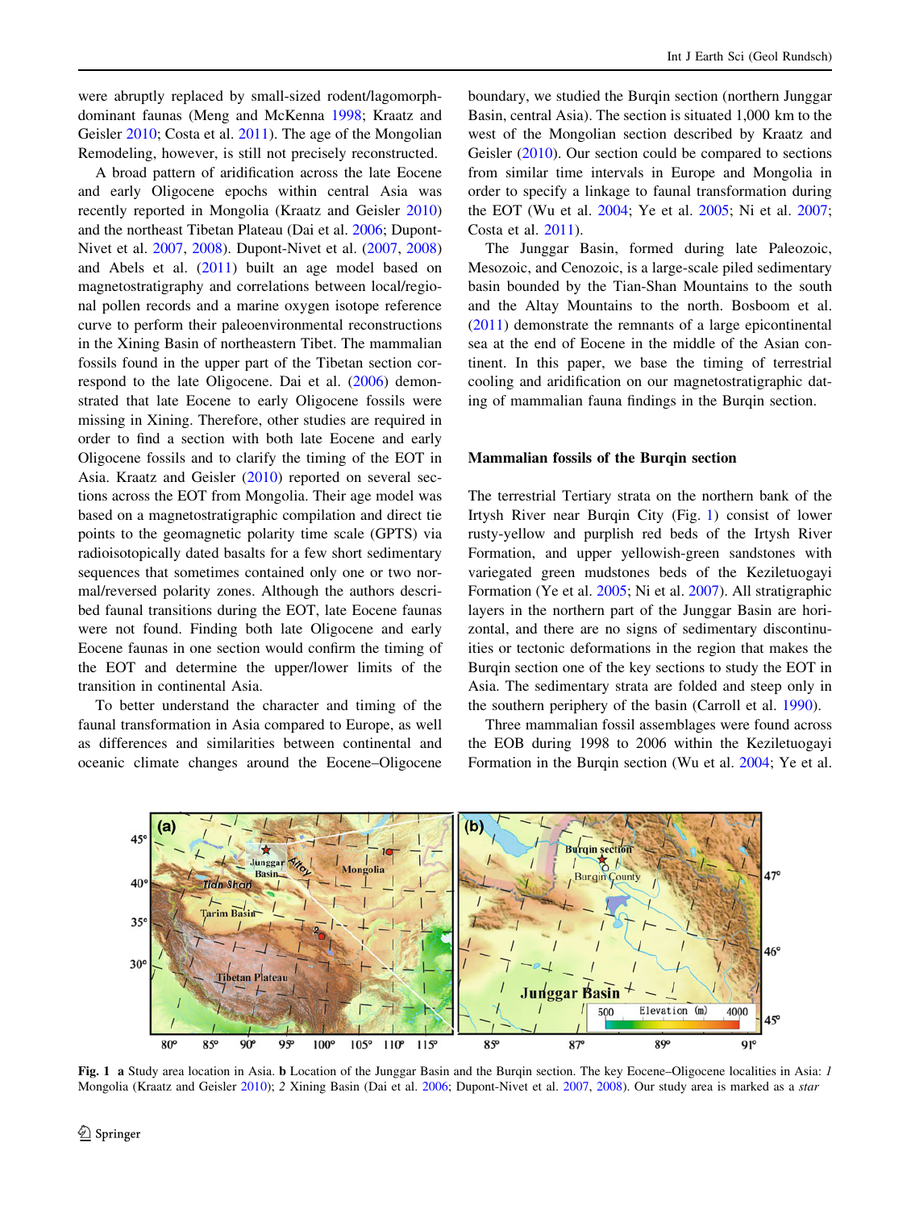were abruptly replaced by small-sized rodent/lagomorph-dominant faunas (Meng and McKenna 1998; Kraatz and Geisler 2010; Costa et al. 2011). The age of the Mongolian Remodeling, however, is still not precisely reconstructed.

A broad pattern of aridification across the late Eocene and early Oligocene epochs within central Asia was recently reported in Mongolia (Kraatz and Geisler 2010) and the northeast Tibetan Plateau (Dai et al. 2006; Dupont-Nivet et al. 2007, 2008). Dupont-Nivet et al. (2007, 2008) and Abels et al. (2011) built an age model based on magnetostratigraphy and correlations between local/regional pollen records and a marine oxygen isotope reference curve to perform their paleoenvironmental reconstructions in the Xining Basin of northeastern Tibet. The mammalian fossils found in the upper part of the Tibetan section correspond to the late Oligocene. Dai et al. (2006) demonstrated that late Eocene to early Oligocene fossils were missing in Xining. Therefore, other studies are required in order to find a section with both late Eocene and early Oligocene fossils and to clarify the timing of the EOT in Asia. Kraatz and Geisler (2010) reported on several sections across the EOT from Mongolia. Their age model was based on a magnetostratigraphic compilation and direct tie points to the geomagnetic polarity time scale (GPTS) via radioisotopically dated basalts for a few short sedimentary sequences that sometimes contained only one or two normal/reversed polarity zones. Although the authors described faunal transitions during the EOT, late Eocene faunas were not found. Finding both late Oligocene and early Eocene faunas in one section would confirm the timing of the EOT and determine the upper/lower limits of the transition in continental Asia.

To better understand the character and timing of the faunal transformation in Asia compared to Europe, as well as differences and similarities between continental and oceanic climate changes around the Eocene–Oligocene boundary, we studied the Burqin section (northern Junggar Basin, central Asia). The section is situated 1,000 km to the west of the Mongolian section described by Kraatz and Geisler (2010). Our section could be compared to sections from similar time intervals in Europe and Mongolia in order to specify a linkage to faunal transformation during the EOT (Wu et al. 2004; Ye et al. 2005; Ni et al. 2007; Costa et al. 2011).

The Junggar Basin, formed during late Paleozoic, Mesozoic, and Cenozoic, is a large-scale piled sedimentary basin bounded by the Tian-Shan Mountains to the south and the Altay Mountains to the north. Bosboom et al. (2011) demonstrate the remnants of a large epicontinental sea at the end of Eocene in the middle of the Asian continent. In this paper, we base the timing of terrestrial cooling and aridification on our magnetostratigraphic dating of mammalian fauna findings in the Burqin section.

## Mammalian fossils of the Burqin section

The terrestrial Tertiary strata on the northern bank of the Irtysh River near Burqin City (Fig. 1) consist of lower rusty-yellow and purplish red beds of the Irtysh River Formation, and upper yellowish-green sandstones with variegated green mudstones beds of the Keziletuogayi Formation (Ye et al. 2005; Ni et al. 2007). All stratigraphic layers in the northern part of the Junggar Basin are horizontal, and there are no signs of sedimentary discontinuities or tectonic deformations in the region that makes the Burqin section one of the key sections to study the EOT in Asia. The sedimentary strata are folded and steep only in the southern periphery of the basin (Carroll et al. 1990).

Three mammalian fossil assemblages were found across the EOB during 1998 to 2006 within the Keziletuogayi Formation in the Burqin section (Wu et al. 2004; Ye et al.

**Fig. 1** **a** Study area location in Asia. **b** Location of the Junggar Basin and the Burqin section. The key Eocene–Oligocene localities in Asia: *1* Mongolia (Kraatz and Geisler 2010); *2* Xining Basin (Dai et al. 2006; Dupont-Nivet et al. 2007, 2008). Our study area is marked as a *star*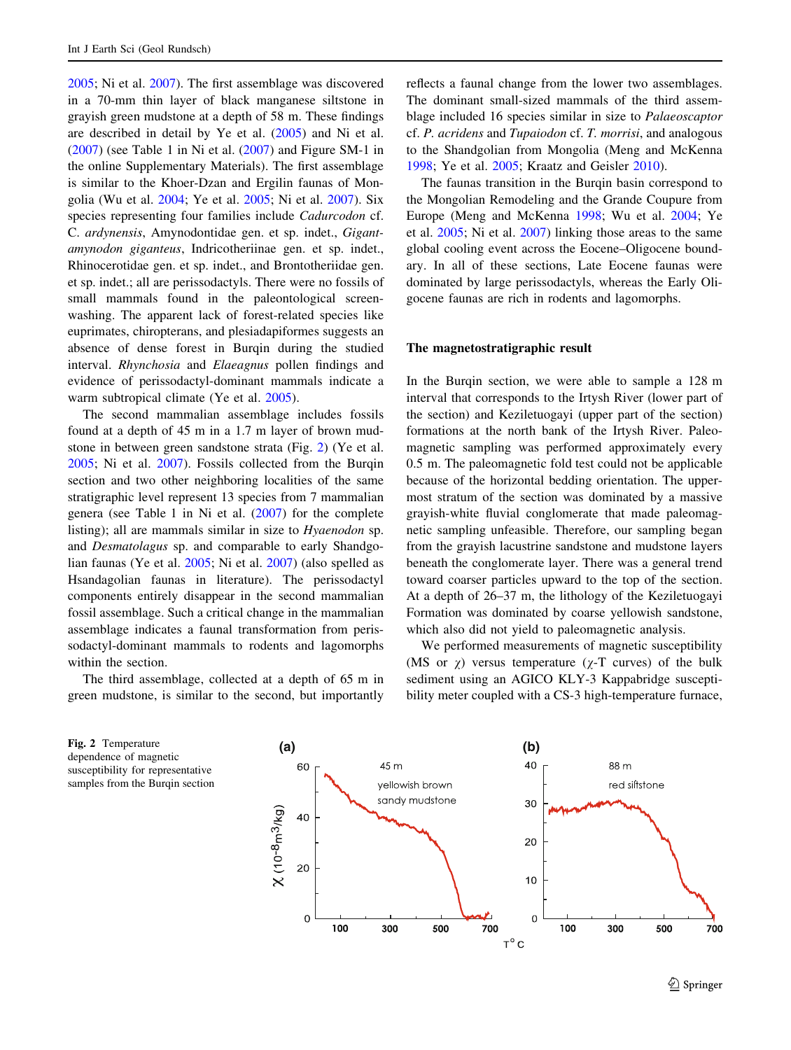2005; Ni et al. 2007). The first assemblage was discovered in a 70-mm thin layer of black manganese siltstone in grayish green mudstone at a depth of 58 m. These findings are described in detail by Ye et al. (2005) and Ni et al. (2007) (see Table 1 in Ni et al. (2007) and Figure SM-1 in the online Supplementary Materials). The first assemblage is similar to the Khoer-Dzan and Ergilin faunas of Mongolia (Wu et al. 2004; Ye et al. 2005; Ni et al. 2007). Six species representing four families include *Cadurcodon* cf. C. *ardynensis*, Amynodontidae gen. et sp. indet., *Gigantamynodon giganteus*, Indricotheriinae gen. et sp. indet., Rhinocerotidae gen. et sp. indet., and Brontotheriidae gen. et sp. indet.; all are perissodactyls. There were no fossils of small mammals found in the paleontological screen-washing. The apparent lack of forest-related species like euprimates, chiropterans, and plesiadapiformes suggests an absence of dense forest in Burqin during the studied interval. *Rhynchosia* and *Elaeagnus* pollen findings and evidence of perissodactyl-dominant mammals indicate a warm subtropical climate (Ye et al. 2005).

The second mammalian assemblage includes fossils found at a depth of 45 m in a 1.7 m layer of brown mudstone in between green sandstone strata (Fig. 2) (Ye et al. 2005; Ni et al. 2007). Fossils collected from the Burqin section and two other neighboring localities of the same stratigraphic level represent 13 species from 7 mammalian genera (see Table 1 in Ni et al. (2007) for the complete listing); all are mammals similar in size to *Hyaenodon* sp. and *Desmatolagus* sp. and comparable to early Shandgolian faunas (Ye et al. 2005; Ni et al. 2007) (also spelled as Hsandagolian faunas in literature). The perissodactyl components entirely disappear in the second mammalian fossil assemblage. Such a critical change in the mammalian assemblage indicates a faunal transformation from perissodactyl-dominant mammals to rodents and lagomorphs within the section.

The third assemblage, collected at a depth of 65 m in green mudstone, is similar to the second, but importantly reflects a faunal change from the lower two assemblages. The dominant small-sized mammals of the third assemblage included 16 species similar in size to *Palaeoscaptor* cf. *P. acridens* and *Tupaiodon* cf. *T. morrisi*, and analogous to the Shandgolian from Mongolia (Meng and McKenna 1998; Ye et al. 2005; Kraatz and Geisler 2010).

The faunas transition in the Burqin basin correspond to the Mongolian Remodeling and the Grande Coupure from Europe (Meng and McKenna 1998; Wu et al. 2004; Ye et al. 2005; Ni et al. 2007) linking those areas to the same global cooling event across the Eocene–Oligocene boundary. In all of these sections, Late Eocene faunas were dominated by large perissodactyls, whereas the Early Oligocene faunas are rich in rodents and lagomorphs.

## The magnetostratigraphic result

In the Burqin section, we were able to sample a 128 m interval that corresponds to the Irtysh River (lower part of the section) and Keziletuogayi (upper part of the section) formations at the north bank of the Irtysh River. Paleomagnetic sampling was performed approximately every 0.5 m. The paleomagnetic fold test could not be applicable because of the horizontal bedding orientation. The uppermost stratum of the section was dominated by a massive grayish-white fluvial conglomerate that made paleomagnetic sampling unfeasible. Therefore, our sampling began from the grayish lacustrine sandstone and mudstone layers beneath the conglomerate layer. There was a general trend toward coarser particles upward to the top of the section. At a depth of 26–37 m, the lithology of the Keziletuogayi Formation was dominated by coarse yellowish sandstone, which also did not yield to paleomagnetic analysis.

We performed measurements of magnetic susceptibility (MS or $\chi$) versus temperature ($\chi$-T curves) of the bulk sediment using an AGICO KLY-3 Kappabridge susceptibility meter coupled with a CS-3 high-temperature furnace,

**Fig. 2** Temperature dependence of magnetic susceptibility for representative samples from the Burqin section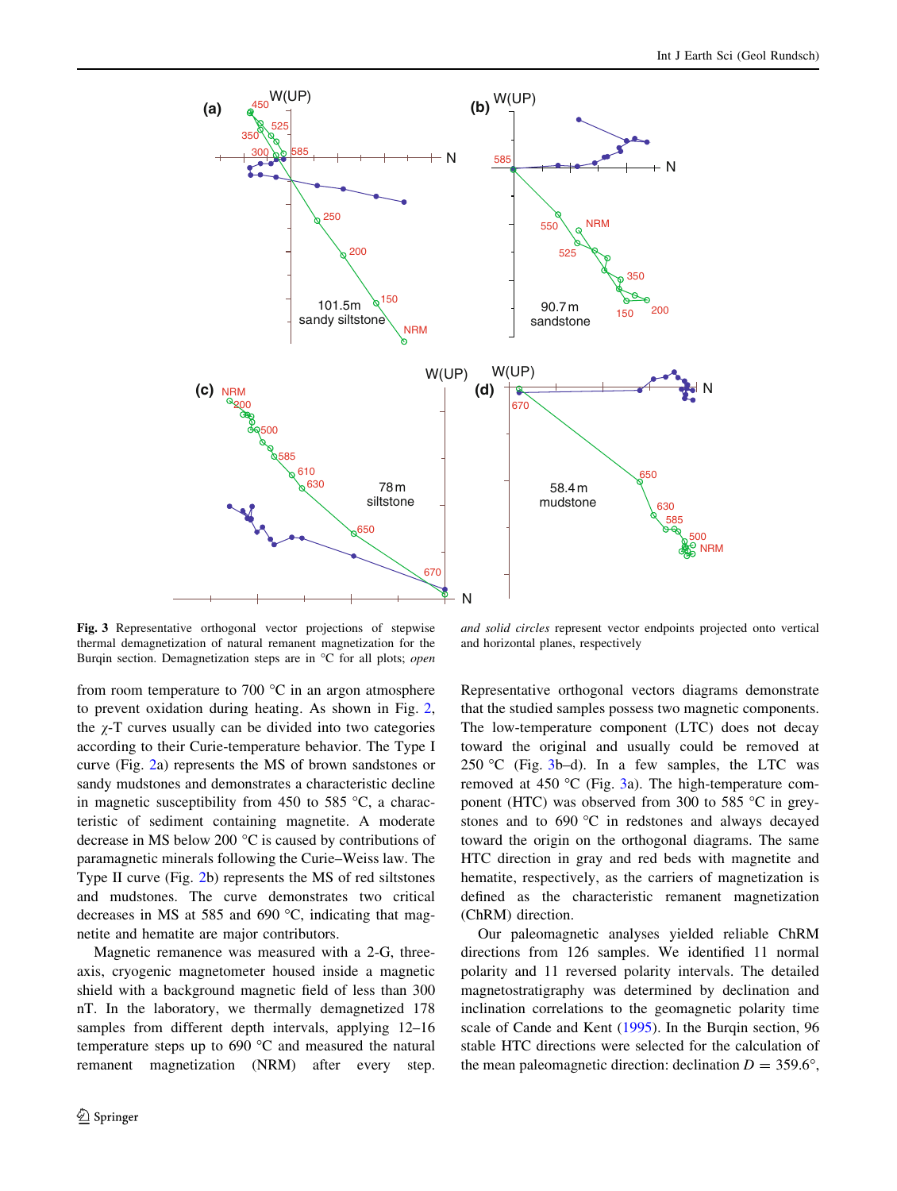**Fig. 3** Representative orthogonal vector projections of stepwise thermal demagnetization of natural remanent magnetization for the Burqin section. Demagnetization steps are in °C for all plots; *open and solid circles* represent vector endpoints projected onto vertical and horizontal planes, respectively

from room temperature to 700 °C in an argon atmosphere to prevent oxidation during heating. As shown in Fig. 2, the χ-T curves usually can be divided into two categories according to their Curie-temperature behavior. The Type I curve (Fig. 2a) represents the MS of brown sandstones or sandy mudstones and demonstrates a characteristic decline in magnetic susceptibility from 450 to 585 °C, a characteristic of sediment containing magnetite. A moderate decrease in MS below 200 °C is caused by contributions of paramagnetic minerals following the Curie–Weiss law. The Type II curve (Fig. 2b) represents the MS of red siltstones and mudstones. The curve demonstrates two critical decreases in MS at 585 and 690 °C, indicating that magnetite and hematite are major contributors.

Magnetic remanence was measured with a 2-G, three-axis, cryogenic magnetometer housed inside a magnetic shield with a background magnetic field of less than 300 nT. In the laboratory, we thermally demagnetized 178 samples from different depth intervals, applying 12–16 temperature steps up to 690 °C and measured the natural remanent magnetization (NRM) after every step. Representative orthogonal vectors diagrams demonstrate that the studied samples possess two magnetic components. The low-temperature component (LTC) does not decay toward the original and usually could be removed at 250 °C (Fig. 3b–d). In a few samples, the LTC was removed at 450 °C (Fig. 3a). The high-temperature component (HTC) was observed from 300 to 585 °C in greystones and to 690 °C in redstones and always decayed toward the origin on the orthogonal diagrams. The same HTC direction in gray and red beds with magnetite and hematite, respectively, as the carriers of magnetization is defined as the characteristic remanent magnetization (ChRM) direction.

Our paleomagnetic analyses yielded reliable ChRM directions from 126 samples. We identified 11 normal polarity and 11 reversed polarity intervals. The detailed magnetostratigraphy was determined by declination and inclination correlations to the geomagnetic polarity time scale of Cande and Kent (1995). In the Burqin section, 96 stable HTC directions were selected for the calculation of the mean paleomagnetic direction: declination $D = 359.6°$,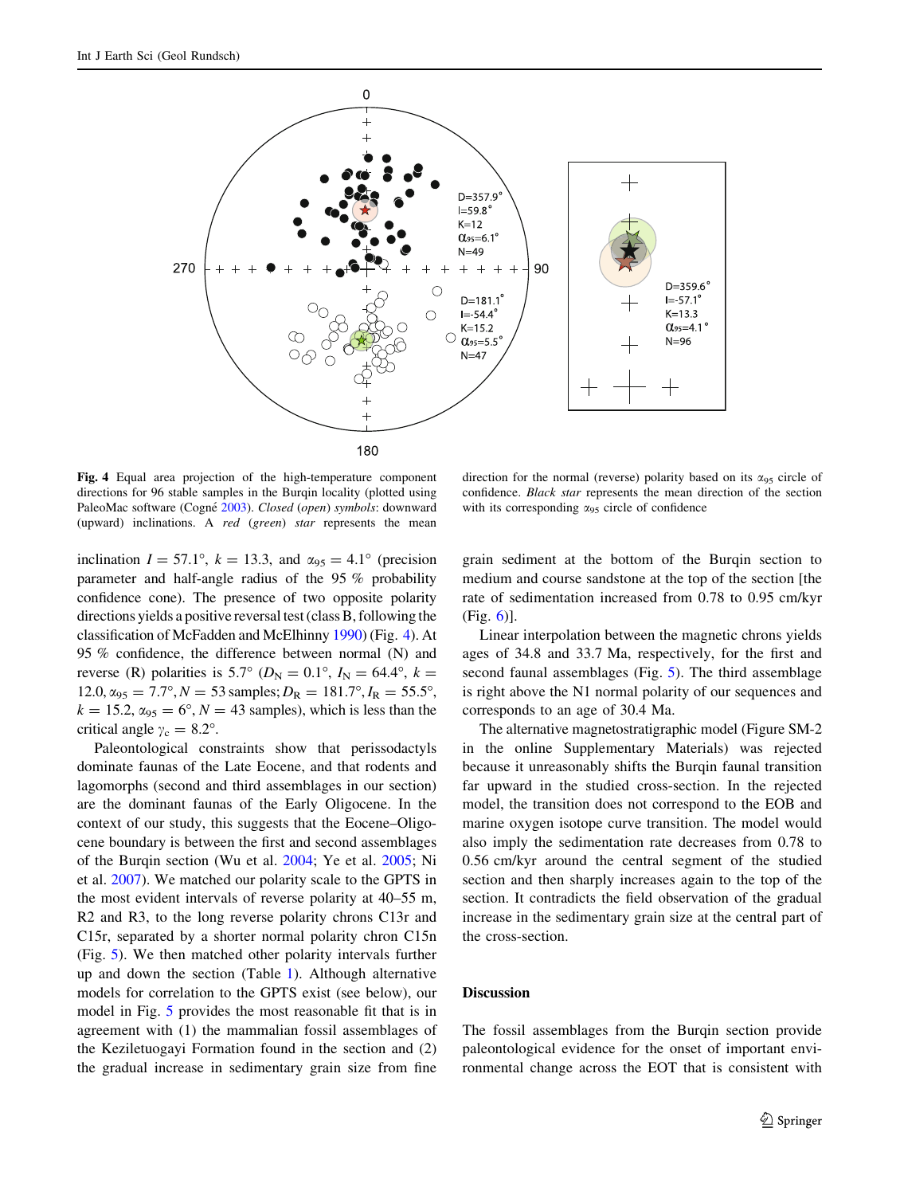**Fig. 4** Equal area projection of the high-temperature component directions for 96 stable samples in the Burqin locality (plotted using PaleoMac software (Cogné 2003). *Closed* (*open*) *symbols*: downward (upward) inclinations. A *red* (*green*) *star* represents the mean direction for the normal (reverse) polarity based on its $\alpha_{95}$ circle of confidence. *Black star* represents the mean direction of the section with its corresponding $\alpha_{95}$ circle of confidence

inclination $I = 57.1°$, $k = 13.3$, and $\alpha_{95} = 4.1°$ (precision parameter and half-angle radius of the 95 % probability confidence cone). The presence of two opposite polarity directions yields a positive reversal test (class B, following the classification of McFadden and McElhinny 1990) (Fig. 4). At 95 % confidence, the difference between normal (N) and reverse (R) polarities is 5.7° ($D_N = 0.1°$, $I_N = 64.4°$, $k = 12.0$, $\alpha_{95} = 7.7°$, $N = 53$ samples; $D_R = 181.7°$, $I_R = 55.5°$, $k = 15.2$, $\alpha_{95} = 6°$, $N = 43$ samples), which is less than the critical angle $\gamma_c = 8.2°$.

Paleontological constraints show that perissodactyls dominate faunas of the Late Eocene, and that rodents and lagomorphs (second and third assemblages in our section) are the dominant faunas of the Early Oligocene. In the context of our study, this suggests that the Eocene–Oligocene boundary is between the first and second assemblages of the Burqin section (Wu et al. 2004; Ye et al. 2005; Ni et al. 2007). We matched our polarity scale to the GPTS in the most evident intervals of reverse polarity at 40–55 m, R2 and R3, to the long reverse polarity chrons C13r and C15r, separated by a shorter normal polarity chron C15n (Fig. 5). We then matched other polarity intervals further up and down the section (Table 1). Although alternative models for correlation to the GPTS exist (see below), our model in Fig. 5 provides the most reasonable fit that is in agreement with (1) the mammalian fossil assemblages of the Keziletuogayi Formation found in the section and (2) the gradual increase in sedimentary grain size from fine grain sediment at the bottom of the Burqin section to medium and course sandstone at the top of the section [the rate of sedimentation increased from 0.78 to 0.95 cm/kyr (Fig. 6)].

Linear interpolation between the magnetic chrons yields ages of 34.8 and 33.7 Ma, respectively, for the first and second faunal assemblages (Fig. 5). The third assemblage is right above the N1 normal polarity of our sequences and corresponds to an age of 30.4 Ma.

The alternative magnetostratigraphic model (Figure SM-2 in the online Supplementary Materials) was rejected because it unreasonably shifts the Burqin faunal transition far upward in the studied cross-section. In the rejected model, the transition does not correspond to the EOB and marine oxygen isotope curve transition. The model would also imply the sedimentation rate decreases from 0.78 to 0.56 cm/kyr around the central segment of the studied section and then sharply increases again to the top of the section. It contradicts the field observation of the gradual increase in the sedimentary grain size at the central part of the cross-section.

## Discussion

The fossil assemblages from the Burqin section provide paleontological evidence for the onset of important environmental change across the EOT that is consistent with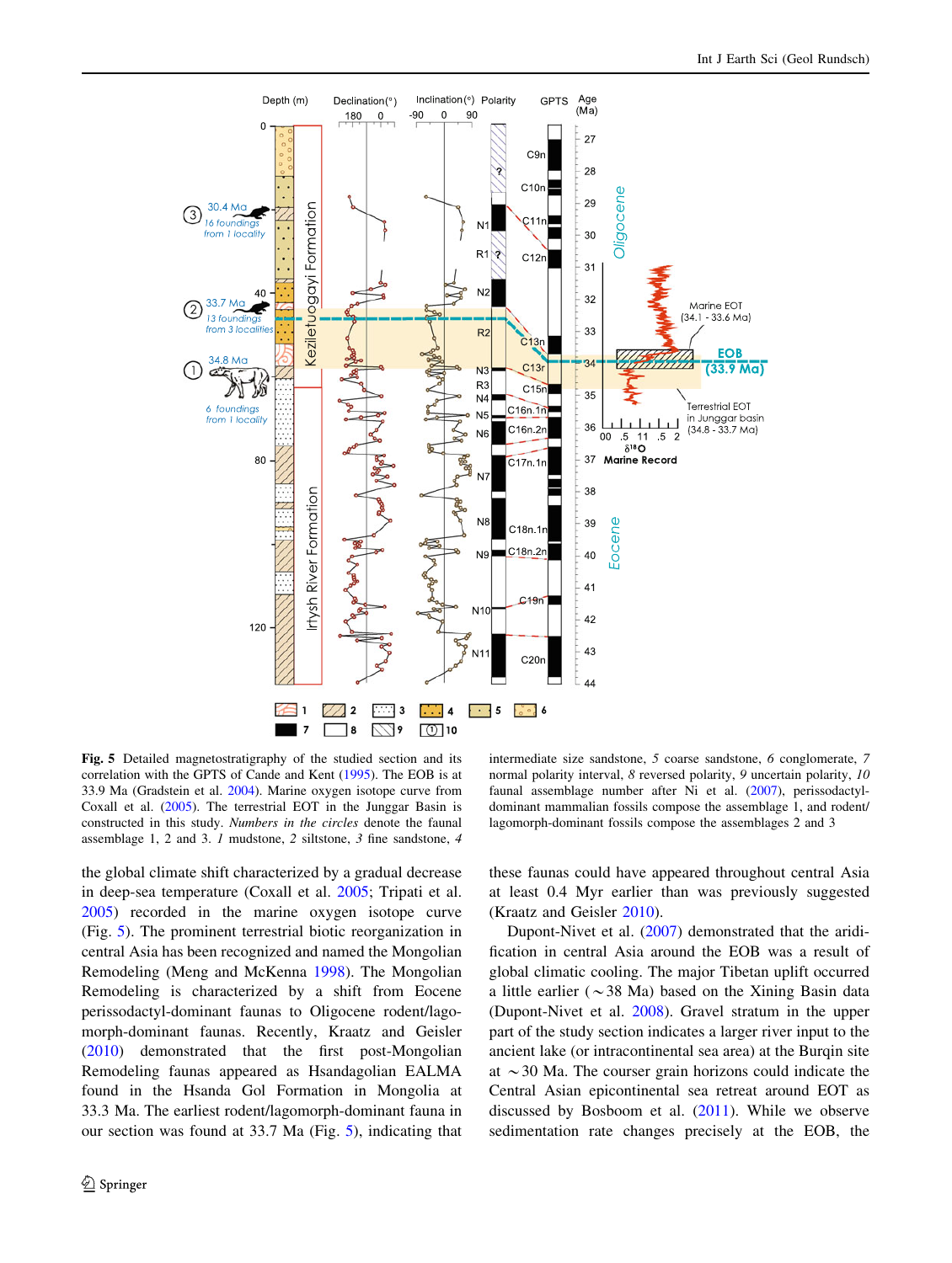**Fig. 5** Detailed magnetostratigraphy of the studied section and its correlation with the GPTS of Cande and Kent (1995). The EOB is at 33.9 Ma (Gradstein et al. 2004). Marine oxygen isotope curve from Coxall et al. (2005). The terrestrial EOT in the Junggar Basin is constructed in this study. *Numbers in the circles* denote the faunal assemblage 1, 2 and 3. *1* mudstone, *2* siltstone, *3* fine sandstone, *4* intermediate size sandstone, *5* coarse sandstone, *6* conglomerate, *7* normal polarity interval, *8* reversed polarity, *9* uncertain polarity, *10* faunal assemblage number after Ni et al. (2007), perissodactyl-dominant mammalian fossils compose the assemblage 1, and rodent/lagomorph-dominant fossils compose the assemblages 2 and 3

the global climate shift characterized by a gradual decrease in deep-sea temperature (Coxall et al. 2005; Tripati et al. 2005) recorded in the marine oxygen isotope curve (Fig. 5). The prominent terrestrial biotic reorganization in central Asia has been recognized and named the Mongolian Remodeling (Meng and McKenna 1998). The Mongolian Remodeling is characterized by a shift from Eocene perissodactyl-dominant faunas to Oligocene rodent/lagomorph-dominant faunas. Recently, Kraatz and Geisler (2010) demonstrated that the first post-Mongolian Remodeling faunas appeared as Hsandagolian EALMA found in the Hsanda Gol Formation in Mongolia at 33.3 Ma. The earliest rodent/lagomorph-dominant fauna in our section was found at 33.7 Ma (Fig. 5), indicating that these faunas could have appeared throughout central Asia at least 0.4 Myr earlier than was previously suggested (Kraatz and Geisler 2010).

Dupont-Nivet et al. (2007) demonstrated that the aridification in central Asia around the EOB was a result of global climatic cooling. The major Tibetan uplift occurred a little earlier (~38 Ma) based on the Xining Basin data (Dupont-Nivet et al. 2008). Gravel stratum in the upper part of the study section indicates a larger river input to the ancient lake (or intracontinental sea area) at the Burqin site at ~30 Ma. The courser grain horizons could indicate the Central Asian epicontinental sea retreat around EOT as discussed by Bosboom et al. (2011). While we observe sedimentation rate changes precisely at the EOB, the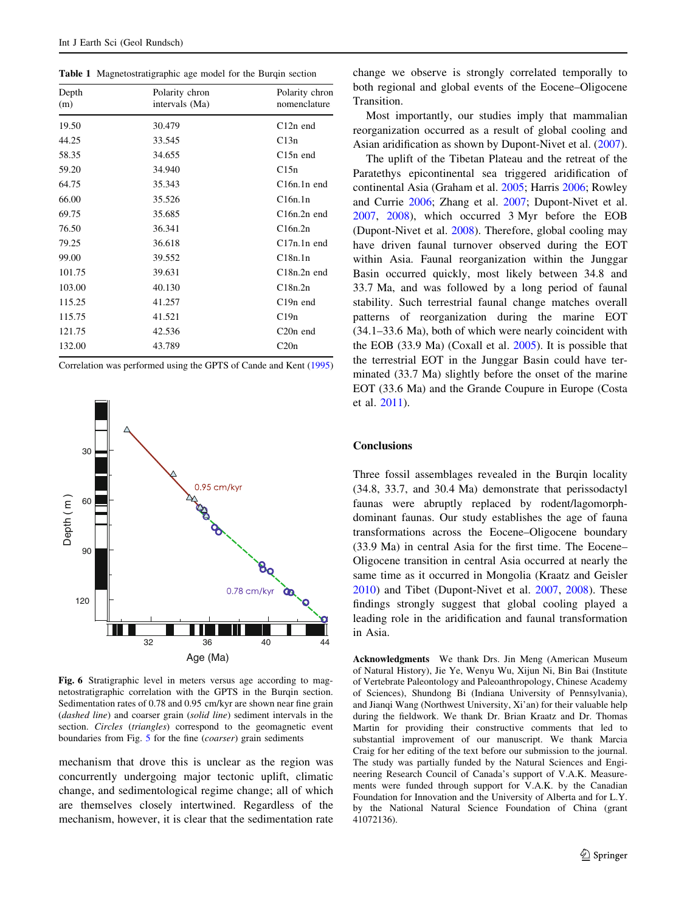**Table 1** Magnetostratigraphic age model for the Burqin section

| Depth (m) | Polarity chron intervals (Ma) | Polarity chron nomenclature |
|---|---|---|
| 19.50 | 30.479 | C12n end |
| 44.25 | 33.545 | C13n |
| 58.35 | 34.655 | C15n end |
| 59.20 | 34.940 | C15n |
| 64.75 | 35.343 | C16n.1n end |
| 66.00 | 35.526 | C16n.1n |
| 69.75 | 35.685 | C16n.2n end |
| 76.50 | 36.341 | C16n.2n |
| 79.25 | 36.618 | C17n.1n end |
| 99.00 | 39.552 | C18n.1n |
| 101.75 | 39.631 | C18n.2n end |
| 103.00 | 40.130 | C18n.2n |
| 115.25 | 41.257 | C19n end |
| 115.75 | 41.521 | C19n |
| 121.75 | 42.536 | C20n end |
| 132.00 | 43.789 | C20n |

Correlation was performed using the GPTS of Cande and Kent (1995)

**Fig. 6** Stratigraphic level in meters versus age according to magnetostratigraphic correlation with the GPTS in the Burqin section. Sedimentation rates of 0.78 and 0.95 cm/kyr are shown near fine grain (*dashed line*) and coarser grain (*solid line*) sediment intervals in the section. *Circles* (*triangles*) correspond to the geomagnetic event boundaries from Fig. 5 for the fine (*coarser*) grain sediments

mechanism that drove this is unclear as the region was concurrently undergoing major tectonic uplift, climatic change, and sedimentological regime change; all of which are themselves closely intertwined. Regardless of the mechanism, however, it is clear that the sedimentation rate change we observe is strongly correlated temporally to both regional and global events of the Eocene–Oligocene Transition.

Most importantly, our studies imply that mammalian reorganization occurred as a result of global cooling and Asian aridification as shown by Dupont-Nivet et al. (2007).

The uplift of the Tibetan Plateau and the retreat of the Paratethys epicontinental sea triggered aridification of continental Asia (Graham et al. 2005; Harris 2006; Rowley and Currie 2006; Zhang et al. 2007; Dupont-Nivet et al. 2007, 2008), which occurred 3 Myr before the EOB (Dupont-Nivet et al. 2008). Therefore, global cooling may have driven faunal turnover observed during the EOT within Asia. Faunal reorganization within the Junggar Basin occurred quickly, most likely between 34.8 and 33.7 Ma, and was followed by a long period of faunal stability. Such terrestrial faunal change matches overall patterns of reorganization during the marine EOT (34.1–33.6 Ma), both of which were nearly coincident with the EOB (33.9 Ma) (Coxall et al. 2005). It is possible that the terrestrial EOT in the Junggar Basin could have terminated (33.7 Ma) slightly before the onset of the marine EOT (33.6 Ma) and the Grande Coupure in Europe (Costa et al. 2011).

## Conclusions

Three fossil assemblages revealed in the Burqin locality (34.8, 33.7, and 30.4 Ma) demonstrate that perissodactyl faunas were abruptly replaced by rodent/lagomorph-dominant faunas. Our study establishes the age of fauna transformations across the Eocene–Oligocene boundary (33.9 Ma) in central Asia for the first time. The Eocene–Oligocene transition in central Asia occurred at nearly the same time as it occurred in Mongolia (Kraatz and Geisler 2010) and Tibet (Dupont-Nivet et al. 2007, 2008). These findings strongly suggest that global cooling played a leading role in the aridification and faunal transformation in Asia.

**Acknowledgments** We thank Drs. Jin Meng (American Museum of Natural History), Jie Ye, Wenyu Wu, Xijun Ni, Bin Bai (Institute of Vertebrate Paleontology and Paleoanthropology, Chinese Academy of Sciences), Shundong Bi (Indiana University of Pennsylvania), and Jianqi Wang (Northwest University, Xi'an) for their valuable help during the fieldwork. We thank Dr. Brian Kraatz and Dr. Thomas Martin for providing their constructive comments that led to substantial improvement of our manuscript. We thank Marcia Craig for her editing of the text before our submission to the journal. The study was partially funded by the Natural Sciences and Engineering Research Council of Canada's support of V.A.K. Measurements were funded through support for V.A.K. by the Canadian Foundation for Innovation and the University of Alberta and for L.Y. by the National Natural Science Foundation of China (grant 41072136).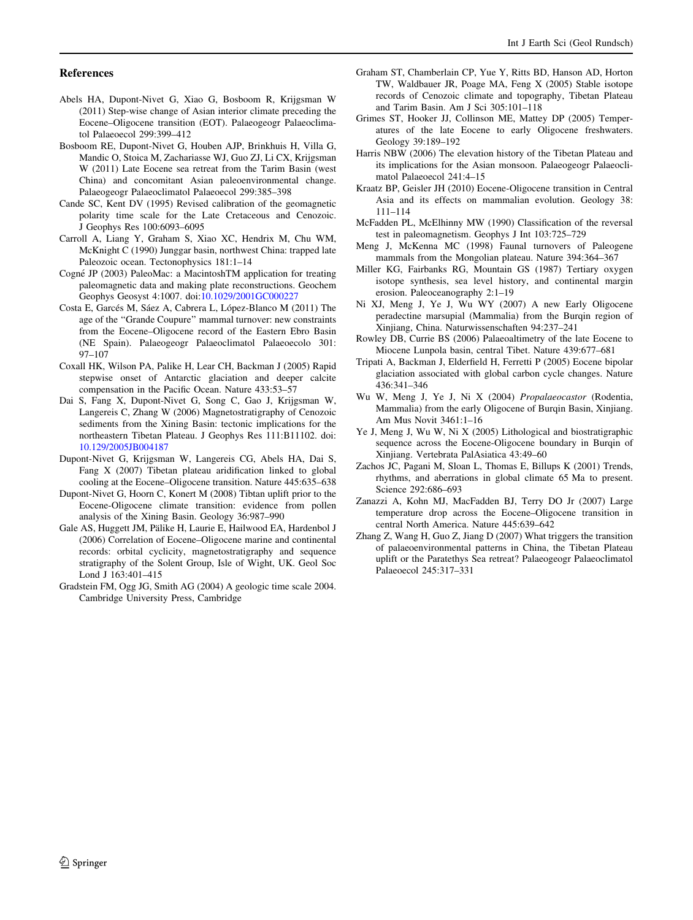## References

Abels HA, Dupont-Nivet G, Xiao G, Bosboom R, Krijgsman W (2011) Step-wise change of Asian interior climate preceding the Eocene–Oligocene transition (EOT). Palaeogeogr Palaeoclimatol Palaeoecol 299:399–412

Bosboom RE, Dupont-Nivet G, Houben AJP, Brinkhuis H, Villa G, Mandic O, Stoica M, Zachariasse WJ, Guo ZJ, Li CX, Krijgsman W (2011) Late Eocene sea retreat from the Tarim Basin (west China) and concomitant Asian paleoenvironmental change. Palaeogeogr Palaeoclimatol Palaeoecol 299:385–398

Cande SC, Kent DV (1995) Revised calibration of the geomagnetic polarity time scale for the Late Cretaceous and Cenozoic. J Geophys Res 100:6093–6095

Carroll A, Liang Y, Graham S, Xiao XC, Hendrix M, Chu WM, McKnight C (1990) Junggar basin, northwest China: trapped late Paleozoic ocean. Tectonophysics 181:1–14

Cogné JP (2003) PaleoMac: a MacintoshTM application for treating paleomagnetic data and making plate reconstructions. Geochem Geophys Geosyst 4:1007. doi:10.1029/2001GC000227

Costa E, Garcés M, Sáez A, Cabrera L, López-Blanco M (2011) The age of the "Grande Coupure" mammal turnover: new constraints from the Eocene–Oligocene record of the Eastern Ebro Basin (NE Spain). Palaeogeogr Palaeoclimatol Palaeoecolo 301: 97–107

Coxall HK, Wilson PA, Palike H, Lear CH, Backman J (2005) Rapid stepwise onset of Antarctic glaciation and deeper calcite compensation in the Pacific Ocean. Nature 433:53–57

Dai S, Fang X, Dupont-Nivet G, Song C, Gao J, Krijgsman W, Langereis C, Zhang W (2006) Magnetostratigraphy of Cenozoic sediments from the Xining Basin: tectonic implications for the northeastern Tibetan Plateau. J Geophys Res 111:B11102. doi: 10.129/2005JB004187

Dupont-Nivet G, Krijgsman W, Langereis CG, Abels HA, Dai S, Fang X (2007) Tibetan plateau aridification linked to global cooling at the Eocene–Oligocene transition. Nature 445:635–638

Dupont-Nivet G, Hoorn C, Konert M (2008) Tibtan uplift prior to the Eocene-Oligocene climate transition: evidence from pollen analysis of the Xining Basin. Geology 36:987–990

Gale AS, Huggett JM, Pälike H, Laurie E, Hailwood EA, Hardenbol J (2006) Correlation of Eocene–Oligocene marine and continental records: orbital cyclicity, magnetostratigraphy and sequence stratigraphy of the Solent Group, Isle of Wight, UK. Geol Soc Lond J 163:401–415

Gradstein FM, Ogg JG, Smith AG (2004) A geologic time scale 2004. Cambridge University Press, Cambridge

Graham ST, Chamberlain CP, Yue Y, Ritts BD, Hanson AD, Horton TW, Waldbauer JR, Poage MA, Feng X (2005) Stable isotope records of Cenozoic climate and topography, Tibetan Plateau and Tarim Basin. Am J Sci 305:101–118

Grimes ST, Hooker JJ, Collinson ME, Mattey DP (2005) Temperatures of the late Eocene to early Oligocene freshwaters. Geology 39:189–192

Harris NBW (2006) The elevation history of the Tibetan Plateau and its implications for the Asian monsoon. Palaeogeogr Palaeoclimatol Palaeoecol 241:4–15

Kraatz BP, Geisler JH (2010) Eocene-Oligocene transition in Central Asia and its effects on mammalian evolution. Geology 38: 111–114

McFadden PL, McElhinny MW (1990) Classification of the reversal test in paleomagnetism. Geophys J Int 103:725–729

Meng J, McKenna MC (1998) Faunal turnovers of Paleogene mammals from the Mongolian plateau. Nature 394:364–367

Miller KG, Fairbanks RG, Mountain GS (1987) Tertiary oxygen isotope synthesis, sea level history, and continental margin erosion. Paleoceanography 2:1–19

Ni XJ, Meng J, Ye J, Wu WY (2007) A new Early Oligocene peradectine marsupial (Mammalia) from the Burqin region of Xinjiang, China. Naturwissenschaften 94:237–241

Rowley DB, Currie BS (2006) Palaeoaltimetry of the late Eocene to Miocene Lunpola basin, central Tibet. Nature 439:677–681

Tripati A, Backman J, Elderfield H, Ferretti P (2005) Eocene bipolar glaciation associated with global carbon cycle changes. Nature 436:341–346

Wu W, Meng J, Ye J, Ni X (2004) *Propalaeocastor* (Rodentia, Mammalia) from the early Oligocene of Burqin Basin, Xinjiang. Am Mus Novit 3461:1–16

Ye J, Meng J, Wu W, Ni X (2005) Lithological and biostratigraphic sequence across the Eocene-Oligocene boundary in Burqin of Xinjiang. Vertebrata PalAsiatica 43:49–60

Zachos JC, Pagani M, Sloan L, Thomas E, Billups K (2001) Trends, rhythms, and aberrations in global climate 65 Ma to present. Science 292:686–693

Zanazzi A, Kohn MJ, MacFadden BJ, Terry DO Jr (2007) Large temperature drop across the Eocene–Oligocene transition in central North America. Nature 445:639–642

Zhang Z, Wang H, Guo Z, Jiang D (2007) What triggers the transition of palaeoenvironmental patterns in China, the Tibetan Plateau uplift or the Paratethys Sea retreat? Palaeogeogr Palaeoclimatol Palaeoecol 245:317–331